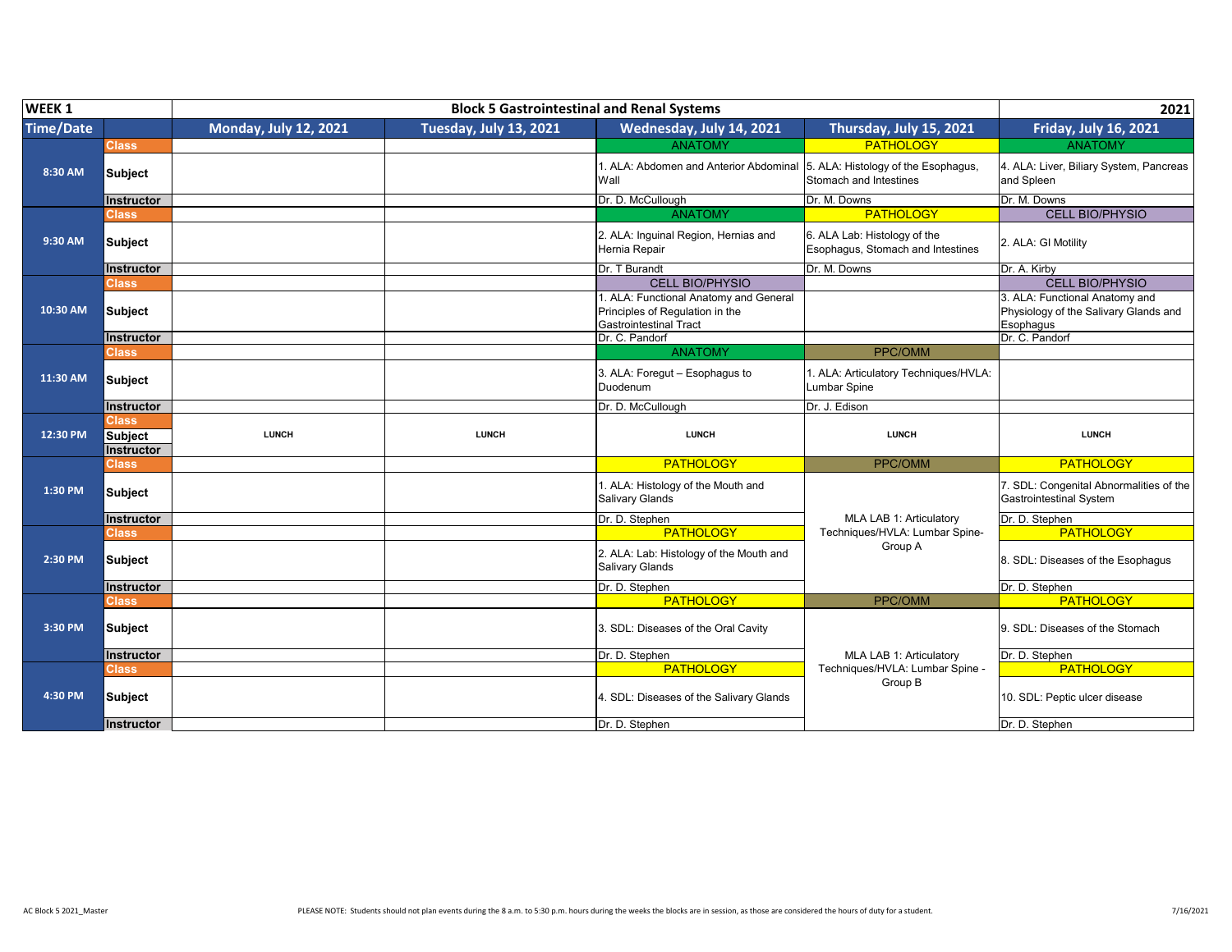| WEEK 1 | | Block 5 Gastrointestinal and Renal Systems | | | | 2021 |
|---|---|---|---|---|---|---|
| Time/Date | | Monday, July 12, 2021 | Tuesday, July 13, 2021 | Wednesday, July 14, 2021 | Thursday, July 15, 2021 | Friday, July 16, 2021 |
| 8:30 AM | Class | | | ANATOMY | PATHOLOGY | ANATOMY |
| | Subject | | | 1. ALA: Abdomen and Anterior Abdominal Wall | 5. ALA: Histology of the Esophagus, Stomach and Intestines | 4. ALA: Liver, Biliary System, Pancreas and Spleen |
| | Instructor | | | Dr. D. McCullough | Dr. M. Downs | Dr. M. Downs |
| 9:30 AM | Class | | | ANATOMY | PATHOLOGY | CELL BIO/PHYSIO |
| | Subject | | | 2. ALA: Inguinal Region, Hernias and Hernia Repair | 6. ALA Lab: Histology of the Esophagus, Stomach and Intestines | 2. ALA: GI Motility |
| | Instructor | | | Dr. T Burandt | Dr. M. Downs | Dr. A. Kirby |
| 10:30 AM | Class | | | CELL BIO/PHYSIO | | CELL BIO/PHYSIO |
| | Subject | | | 1. ALA: Functional Anatomy and General Principles of Regulation in the Gastrointestinal Tract | | 3. ALA: Functional Anatomy and Physiology of the Salivary Glands and Esophagus |
| | Instructor | | | Dr. C. Pandorf | | Dr. C. Pandorf |
| 11:30 AM | Class | | | ANATOMY | PPC/OMM | |
| | Subject | | | 3. ALA: Foregut – Esophagus to Duodenum | 1. ALA: Articulatory Techniques/HVLA: Lumbar Spine | |
| | Instructor | | | Dr. D. McCullough | Dr. J. Edison | |
| 12:30 PM | Class / Subject / Instructor | LUNCH | LUNCH | LUNCH | LUNCH | LUNCH |
| 1:30 PM | Class | | | PATHOLOGY | PPC/OMM | PATHOLOGY |
| | Subject | | | 1. ALA: Histology of the Mouth and Salivary Glands | MLA LAB 1: Articulatory Techniques/HVLA: Lumbar Spine- Group A | 7. SDL: Congenital Abnormalities of the Gastrointestinal System |
| | Instructor | | | Dr. D. Stephen | | Dr. D. Stephen |
| 2:30 PM | Class | | | PATHOLOGY | | PATHOLOGY |
| | Subject | | | 2. ALA: Lab: Histology of the Mouth and Salivary Glands | | 8. SDL: Diseases of the Esophagus |
| | Instructor | | | Dr. D. Stephen | | Dr. D. Stephen |
| 3:30 PM | Class | | | PATHOLOGY | PPC/OMM | PATHOLOGY |
| | Subject | | | 3. SDL: Diseases of the Oral Cavity | MLA LAB 1: Articulatory Techniques/HVLA: Lumbar Spine - Group B | 9. SDL: Diseases of the Stomach |
| | Instructor | | | Dr. D. Stephen | | Dr. D. Stephen |
| 4:30 PM | Class | | | PATHOLOGY | | PATHOLOGY |
| | Subject | | | 4. SDL: Diseases of the Salivary Glands | | 10. SDL: Peptic ulcer disease |
| | Instructor | | | Dr. D. Stephen | | Dr. D. Stephen |

PLEASE NOTE: Students should not plan events during the 8 a.m. to 5:30 p.m. hours during the weeks the blocks are in session, as those are considered the hours of duty for a student.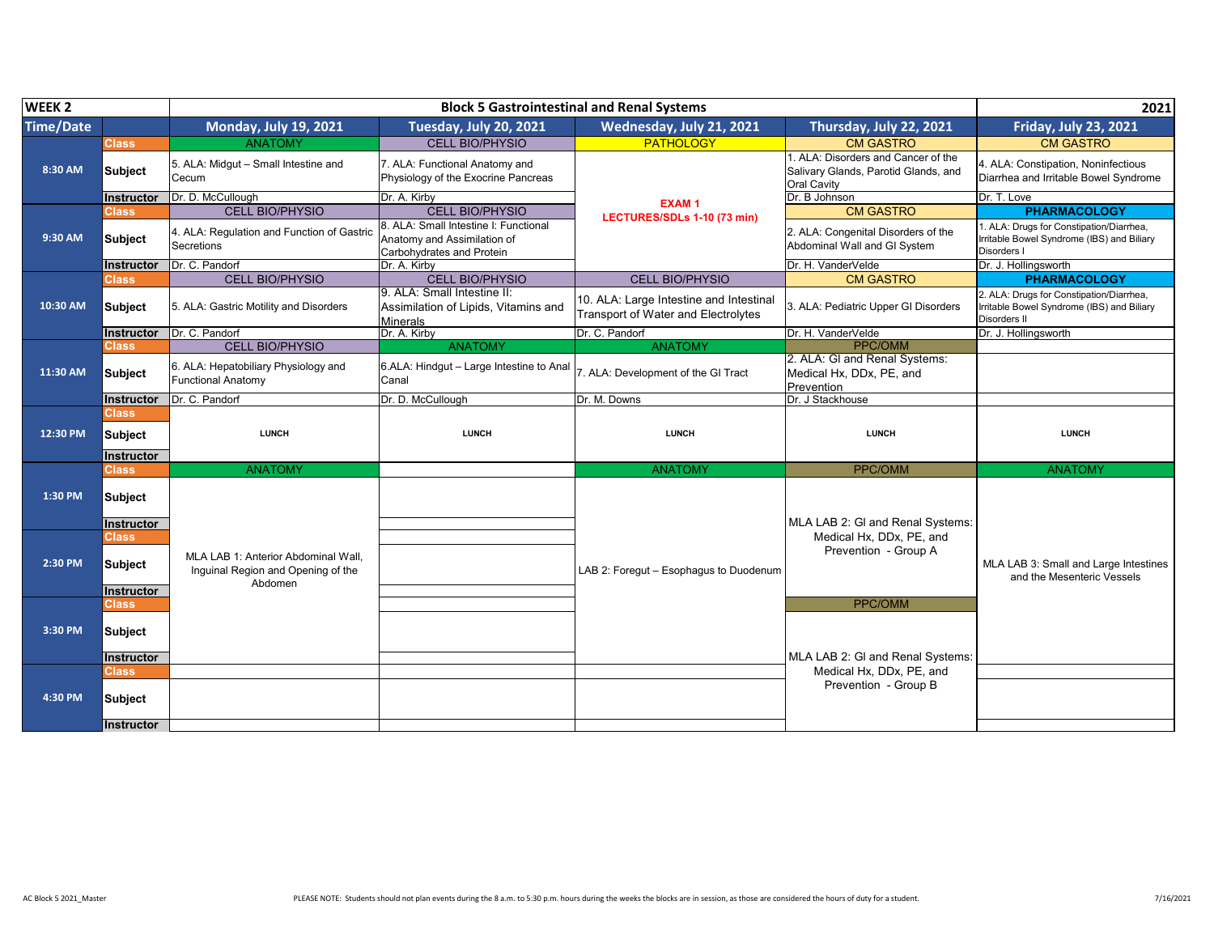| WEEK 2 | | Block 5 Gastrointestinal and Renal Systems | | | | 2021 |
|---|---|---|---|---|---|---|
| **Time/Date** | | **Monday, July 19, 2021** | **Tuesday, July 20, 2021** | **Wednesday, July 21, 2021** | **Thursday, July 22, 2021** | **Friday, July 23, 2021** |
| 8:30 AM | Class | ANATOMY | CELL BIO/PHYSIO | PATHOLOGY | CM GASTRO | CM GASTRO |
| | Subject | 5. ALA: Midgut – Small Intestine and Cecum | 7. ALA: Functional Anatomy and Physiology of the Exocrine Pancreas | EXAM 1 LECTURES/SDLs 1-10 (73 min) | 1. ALA: Disorders and Cancer of the Salivary Glands, Parotid Glands, and Oral Cavity | 4. ALA: Constipation, Noninfectious Diarrhea and Irritable Bowel Syndrome |
| | Instructor | Dr. D. McCullough | Dr. A. Kirby | | Dr. B Johnson | Dr. T. Love |
| 9:30 AM | Class | CELL BIO/PHYSIO | CELL BIO/PHYSIO | | CM GASTRO | PHARMACOLOGY |
| | Subject | 4. ALA: Regulation and Function of Gastric Secretions | 8. ALA: Small Intestine I: Functional Anatomy and Assimilation of Carbohydrates and Protein | | 2. ALA: Congenital Disorders of the Abdominal Wall and GI System | 1. ALA: Drugs for Constipation/Diarrhea, Irritable Bowel Syndrome (IBS) and Biliary Disorders I |
| | Instructor | Dr. C. Pandorf | Dr. A. Kirby | | Dr. H. VanderVelde | Dr. J. Hollingsworth |
| 10:30 AM | Class | CELL BIO/PHYSIO | CELL BIO/PHYSIO | CELL BIO/PHYSIO | CM GASTRO | PHARMACOLOGY |
| | Subject | 5. ALA: Gastric Motility and Disorders | 9. ALA: Small Intestine II: Assimilation of Lipids, Vitamins and Minerals | 10. ALA: Large Intestine and Intestinal Transport of Water and Electrolytes | 3. ALA: Pediatric Upper GI Disorders | 2. ALA: Drugs for Constipation/Diarrhea, Irritable Bowel Syndrome (IBS) and Biliary Disorders II |
| | Instructor | Dr. C. Pandorf | Dr. A. Kirby | Dr. C. Pandorf | Dr. H. VanderVelde | Dr. J. Hollingsworth |
| 11:30 AM | Class | CELL BIO/PHYSIO | ANATOMY | ANATOMY | PPC/OMM | |
| | Subject | 6. ALA: Hepatobiliary Physiology and Functional Anatomy | 6.ALA: Hindgut – Large Intestine to Anal Canal | 7. ALA: Development of the GI Tract | 2. ALA: GI and Renal Systems: Medical Hx, DDx, PE, and Prevention | |
| | Instructor | Dr. C. Pandorf | Dr. D. McCullough | Dr. M. Downs | Dr. J Stackhouse | |
| 12:30 PM | Class | | | | | |
| | Subject | LUNCH | LUNCH | LUNCH | LUNCH | LUNCH |
| | Instructor | | | | | |
| 1:30 PM | Class | ANATOMY | | ANATOMY | PPC/OMM | ANATOMY |
| | Subject | MLA LAB 1: Anterior Abdominal Wall, Inguinal Region and Opening of the Abdomen | | LAB 2: Foregut – Esophagus to Duodenum | MLA LAB 2: GI and Renal Systems: Medical Hx, DDx, PE, and Prevention - Group A | MLA LAB 3: Small and Large Intestines and the Mesenteric Vessels |
| | Instructor | | | | | |
| 2:30 PM | Class | | | | | |
| | Subject | | | | | |
| | Instructor | | | | | |
| 3:30 PM | Class | | | | PPC/OMM | |
| | Subject | | | | MLA LAB 2: GI and Renal Systems: Medical Hx, DDx, PE, and Prevention - Group B | |
| | Instructor | | | | | |
| 4:30 PM | Class | | | | | |
| | Subject | | | | | |
| | Instructor | | | | | |

AC Block 5 2021_Master

PLEASE NOTE: Students should not plan events during the 8 a.m. to 5:30 p.m. hours during the weeks the blocks are in session, as those are considered the hours of duty for a student.

7/16/2021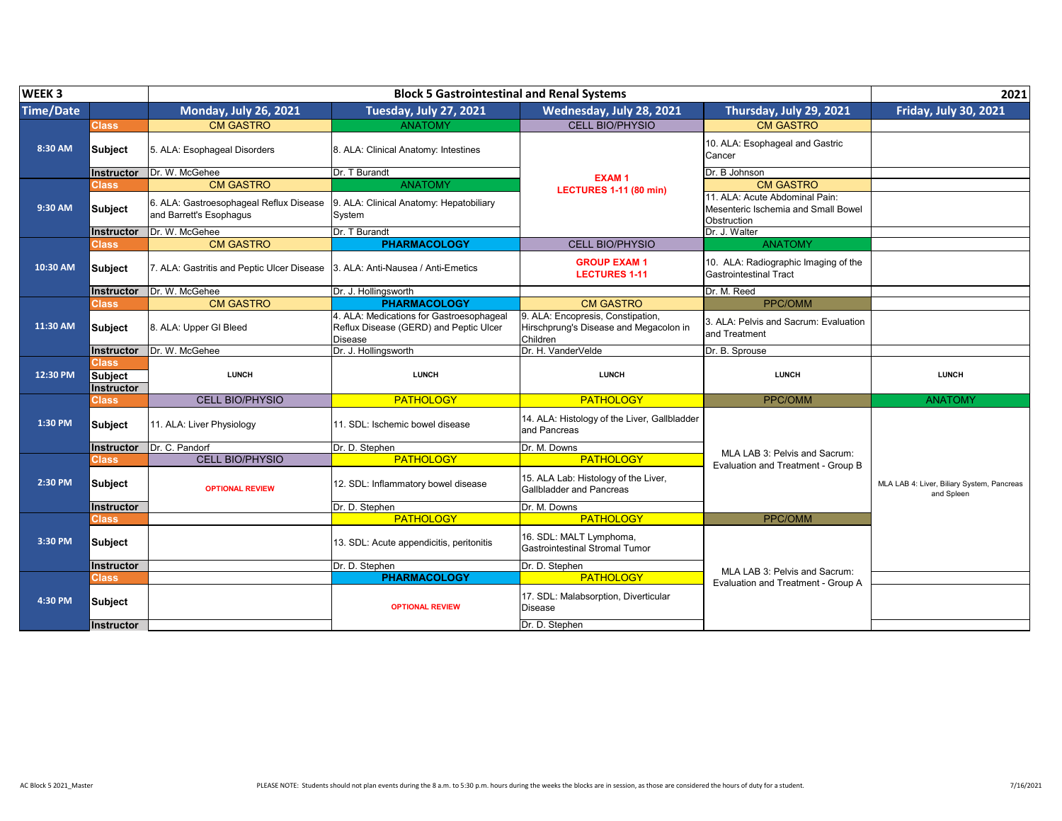| WEEK 3 | | Block 5 Gastrointestinal and Renal Systems | | | | 2021 |
|---|---|---|---|---|---|---|
| **Time/Date** | | **Monday, July 26, 2021** | **Tuesday, July 27, 2021** | **Wednesday, July 28, 2021** | **Thursday, July 29, 2021** | **Friday, July 30, 2021** |
| 8:30 AM | Class | CM GASTRO | ANATOMY | CELL BIO/PHYSIO | CM GASTRO | |
| | Subject | 5. ALA: Esophageal Disorders | 8. ALA: Clinical Anatomy: Intestines | EXAM 1 LECTURES 1-11 (80 min) | 10. ALA: Esophageal and Gastric Cancer | |
| | Instructor | Dr. W. McGehee | Dr. T Burandt | | Dr. B Johnson | |
| 9:30 AM | Class | CM GASTRO | ANATOMY | | CM GASTRO | |
| | Subject | 6. ALA: Gastroesophageal Reflux Disease and Barrett's Esophagus | 9. ALA: Clinical Anatomy: Hepatobiliary System | | 11. ALA: Acute Abdominal Pain: Mesenteric Ischemia and Small Bowel Obstruction | |
| | Instructor | Dr. W. McGehee | Dr. T Burandt | | Dr. J. Walter | |
| 10:30 AM | Class | CM GASTRO | PHARMACOLOGY | CELL BIO/PHYSIO | ANATOMY | |
| | Subject | 7. ALA: Gastritis and Peptic Ulcer Disease | 3. ALA: Anti-Nausea / Anti-Emetics | GROUP EXAM 1 LECTURES 1-11 | 10. ALA: Radiographic Imaging of the Gastrointestinal Tract | |
| | Instructor | Dr. W. McGehee | Dr. J. Hollingsworth | | Dr. M. Reed | |
| 11:30 AM | Class | CM GASTRO | PHARMACOLOGY | CM GASTRO | PPC/OMM | |
| | Subject | 8. ALA: Upper GI Bleed | 4. ALA: Medications for Gastroesophageal Reflux Disease (GERD) and Peptic Ulcer Disease | 9. ALA: Encopresis, Constipation, Hirschprung's Disease and Megacolon in Children | 3. ALA: Pelvis and Sacrum: Evaluation and Treatment | |
| | Instructor | Dr. W. McGehee | Dr. J. Hollingsworth | Dr. H. VanderVelde | Dr. B. Sprouse | |
| 12:30 PM | Class / Subject / Instructor | LUNCH | LUNCH | LUNCH | LUNCH | LUNCH |
| 1:30 PM | Class | CELL BIO/PHYSIO | PATHOLOGY | PATHOLOGY | PPC/OMM | ANATOMY |
| | Subject | 11. ALA: Liver Physiology | 11. SDL: Ischemic bowel disease | 14. ALA: Histology of the Liver, Gallbladder and Pancreas | MLA LAB 3: Pelvis and Sacrum: Evaluation and Treatment - Group B | MLA LAB 4: Liver, Biliary System, Pancreas and Spleen |
| | Instructor | Dr. C. Pandorf | Dr. D. Stephen | Dr. M. Downs | | |
| 2:30 PM | Class | CELL BIO/PHYSIO | PATHOLOGY | PATHOLOGY | | |
| | Subject | OPTIONAL REVIEW | 12. SDL: Inflammatory bowel disease | 15. ALA Lab: Histology of the Liver, Gallbladder and Pancreas | | |
| | Instructor | | Dr. D. Stephen | Dr. M. Downs | | |
| 3:30 PM | Class | | PATHOLOGY | PATHOLOGY | PPC/OMM | |
| | Subject | | 13. SDL: Acute appendicitis, peritonitis | 16. SDL: MALT Lymphoma, Gastrointestinal Stromal Tumor | MLA LAB 3: Pelvis and Sacrum: Evaluation and Treatment - Group A | |
| | Instructor | | Dr. D. Stephen | Dr. D. Stephen | | |
| 4:30 PM | Class | | PHARMACOLOGY | PATHOLOGY | | |
| | Subject | | OPTIONAL REVIEW | 17. SDL: Malabsorption, Diverticular Disease | | |
| | Instructor | | | Dr. D. Stephen | | |

AC Block 5 2021_Master

PLEASE NOTE: Students should not plan events during the 8 a.m. to 5:30 p.m. hours during the weeks the blocks are in session, as those are considered the hours of duty for a student.

7/16/2021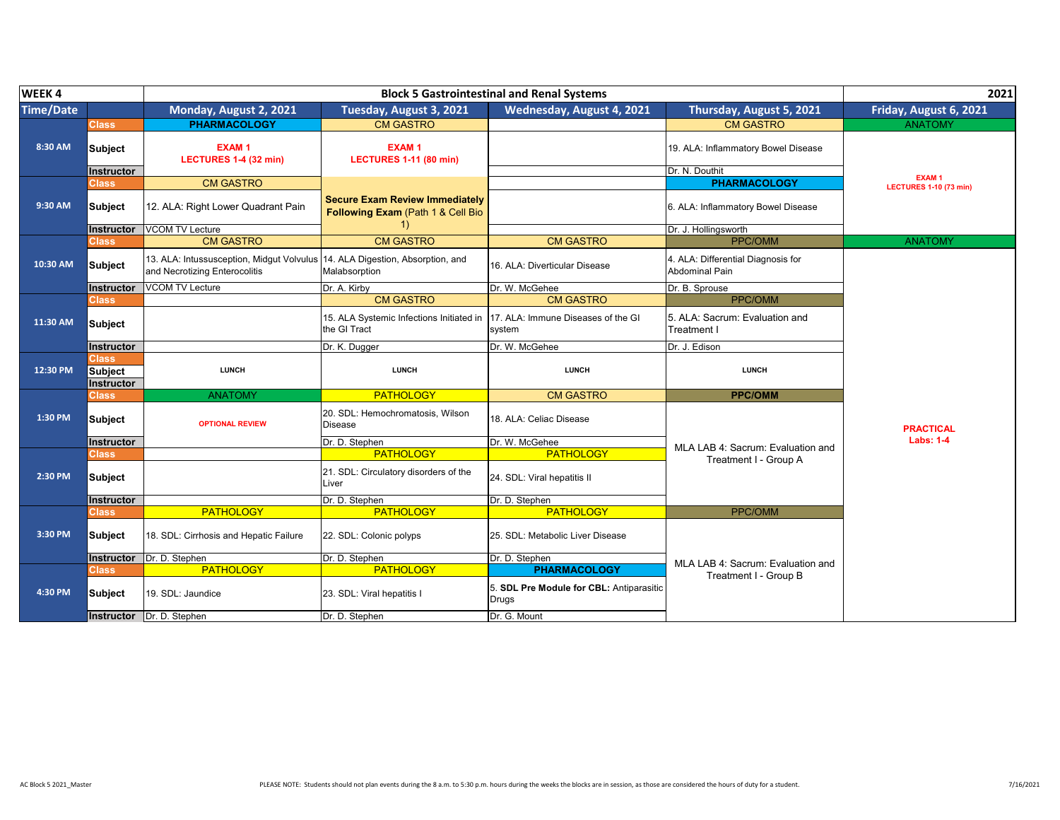| WEEK 4 | | Block 5 Gastrointestinal and Renal Systems | | | | 2021 |
|---|---|---|---|---|---|---|
| **Time/Date** | | **Monday, August 2, 2021** | **Tuesday, August 3, 2021** | **Wednesday, August 4, 2021** | **Thursday, August 5, 2021** | **Friday, August 6, 2021** |
| 8:30 AM | Class | PHARMACOLOGY | CM GASTRO | | CM GASTRO | ANATOMY |
| | Subject | EXAM 1 LECTURES 1-4 (32 min) | EXAM 1 LECTURES 1-11 (80 min) | | 19. ALA: Inflammatory Bowel Disease | EXAM 1 LECTURES 1-10 (73 min) |
| | Instructor | | | | Dr. N. Douthit | |
| 9:30 AM | Class | CM GASTRO | | | PHARMACOLOGY | |
| | Subject | 12. ALA: Right Lower Quadrant Pain | **Secure Exam Review Immediately Following Exam** (Path 1 & Cell Bio 1) | | 6. ALA: Inflammatory Bowel Disease | |
| | Instructor | VCOM TV Lecture | | | Dr. J. Hollingsworth | |
| 10:30 AM | Class | CM GASTRO | CM GASTRO | CM GASTRO | PPC/OMM | ANATOMY |
| | Subject | 13. ALA: Intussusception, Midgut Volvulus and Necrotizing Enterocolitis | 14. ALA Digestion, Absorption, and Malabsorption | 16. ALA: Diverticular Disease | 4. ALA: Differential Diagnosis for Abdominal Pain | PRACTICAL Labs: 1-4 |
| | Instructor | VCOM TV Lecture | Dr. A. Kirby | Dr. W. McGehee | Dr. B. Sprouse | |
| 11:30 AM | Class | | CM GASTRO | CM GASTRO | PPC/OMM | |
| | Subject | | 15. ALA Systemic Infections Initiated in the GI Tract | 17. ALA: Immune Diseases of the GI system | 5. ALA: Sacrum: Evaluation and Treatment I | |
| | Instructor | | Dr. K. Dugger | Dr. W. McGehee | Dr. J. Edison | |
| 12:30 PM | Class | | | | | |
| | Subject | LUNCH | LUNCH | LUNCH | LUNCH | |
| | Instructor | | | | | |
| 1:30 PM | Class | ANATOMY | PATHOLOGY | CM GASTRO | PPC/OMM | |
| | Subject | OPTIONAL REVIEW | 20. SDL: Hemochromatosis, Wilson Disease | 18. ALA: Celiac Disease | MLA LAB 4: Sacrum: Evaluation and Treatment I - Group A | |
| | Instructor | | Dr. D. Stephen | Dr. W. McGehee | | |
| 2:30 PM | Class | | PATHOLOGY | PATHOLOGY | | |
| | Subject | | 21. SDL: Circulatory disorders of the Liver | 24. SDL: Viral hepatitis II | | |
| | Instructor | | Dr. D. Stephen | Dr. D. Stephen | | |
| 3:30 PM | Class | PATHOLOGY | PATHOLOGY | PATHOLOGY | PPC/OMM | |
| | Subject | 18. SDL: Cirrhosis and Hepatic Failure | 22. SDL: Colonic polyps | 25. SDL: Metabolic Liver Disease | MLA LAB 4: Sacrum: Evaluation and Treatment I - Group B | |
| | Instructor | Dr. D. Stephen | Dr. D. Stephen | Dr. D. Stephen | | |
| 4:30 PM | Class | PATHOLOGY | PATHOLOGY | PHARMACOLOGY | | |
| | Subject | 19. SDL: Jaundice | 23. SDL: Viral hepatitis I | 5. **SDL Pre Module for CBL:** Antiparasitic Drugs | | |
| | Instructor | Dr. D. Stephen | Dr. D. Stephen | Dr. G. Mount | | |

AC Block 5 2021_Master

PLEASE NOTE: Students should not plan events during the 8 a.m. to 5:30 p.m. hours during the weeks the blocks are in session, as those are considered the hours of duty for a student.

7/16/2021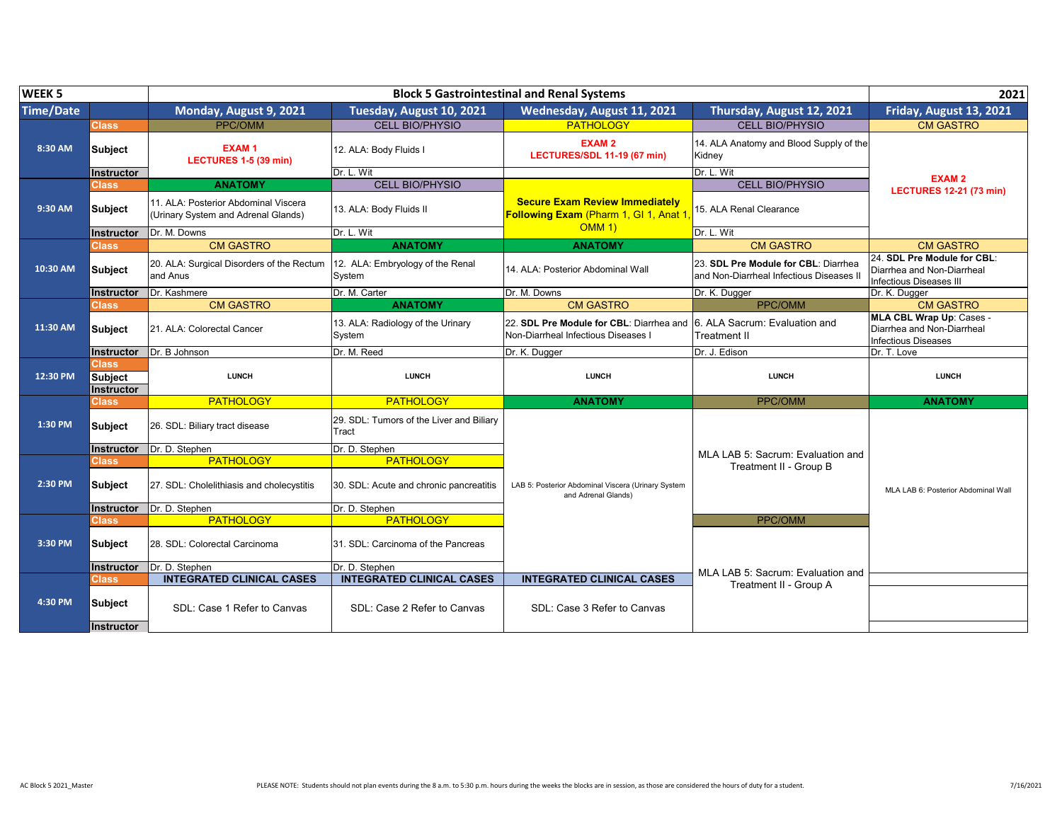| WEEK 5 | | Block 5 Gastrointestinal and Renal Systems | | | | 2021 |
|---|---|---|---|---|---|---|
| **Time/Date** | | **Monday, August 9, 2021** | **Tuesday, August 10, 2021** | **Wednesday, August 11, 2021** | **Thursday, August 12, 2021** | **Friday, August 13, 2021** |
| 8:30 AM | Class | PPC/OMM | CELL BIO/PHYSIO | PATHOLOGY | CELL BIO/PHYSIO | CM GASTRO |
| | Subject | **EXAM 1 LECTURES 1-5 (39 min)** | 12. ALA: Body Fluids I | **EXAM 2 LECTURES/SDL 11-19 (67 min)** | 14. ALA Anatomy and Blood Supply of the Kidney | **EXAM 2 LECTURES 12-21 (73 min)** |
| | Instructor | | Dr. L. Wit | | Dr. L. Wit | |
| 9:30 AM | Class | ANATOMY | CELL BIO/PHYSIO | **Secure Exam Review Immediately Following Exam** (Pharm 1, GI 1, Anat 1, OMM 1) | CELL BIO/PHYSIO | |
| | Subject | 11. ALA: Posterior Abdominal Viscera (Urinary System and Adrenal Glands) | 13. ALA: Body Fluids II | | 15. ALA Renal Clearance | |
| | Instructor | Dr. M. Downs | Dr. L. Wit | | Dr. L. Wit | |
| 10:30 AM | Class | CM GASTRO | ANATOMY | ANATOMY | CM GASTRO | CM GASTRO |
| | Subject | 20. ALA: Surgical Disorders of the Rectum and Anus | 12. ALA: Embryology of the Renal System | 14. ALA: Posterior Abdominal Wall | 23. **SDL Pre Module for CBL**: Diarrhea and Non-Diarrheal Infectious Diseases II | 24. **SDL Pre Module for CBL**: Diarrhea and Non-Diarrheal Infectious Diseases III |
| | Instructor | Dr. Kashmere | Dr. M. Carter | Dr. M. Downs | Dr. K. Dugger | Dr. K. Dugger |
| 11:30 AM | Class | CM GASTRO | ANATOMY | CM GASTRO | PPC/OMM | CM GASTRO |
| | Subject | 21. ALA: Colorectal Cancer | 13. ALA: Radiology of the Urinary System | 22. **SDL Pre Module for CBL**: Diarrhea and Non-Diarrheal Infectious Diseases I | 6. ALA Sacrum: Evaluation and Treatment II | **MLA CBL Wrap Up**: Cases - Diarrhea and Non-Diarrheal Infectious Diseases |
| | Instructor | Dr. B Johnson | Dr. M. Reed | Dr. K. Dugger | Dr. J. Edison | Dr. T. Love |
| 12:30 PM | Class | | | | | |
| | Subject | LUNCH | LUNCH | LUNCH | LUNCH | LUNCH |
| | Instructor | | | | | |
| 1:30 PM | Class | PATHOLOGY | PATHOLOGY | ANATOMY | PPC/OMM | ANATOMY |
| | Subject | 26. SDL: Biliary tract disease | 29. SDL: Tumors of the Liver and Biliary Tract | LAB 5: Posterior Abdominal Viscera (Urinary System and Adrenal Glands) | MLA LAB 5: Sacrum: Evaluation and Treatment II - Group B | MLA LAB 6: Posterior Abdominal Wall |
| | Instructor | Dr. D. Stephen | Dr. D. Stephen | | | |
| 2:30 PM | Class | PATHOLOGY | PATHOLOGY | | | |
| | Subject | 27. SDL: Cholelithiasis and cholecystitis | 30. SDL: Acute and chronic pancreatitis | | | |
| | Instructor | Dr. D. Stephen | Dr. D. Stephen | | | |
| 3:30 PM | Class | PATHOLOGY | PATHOLOGY | | PPC/OMM | |
| | Subject | 28. SDL: Colorectal Carcinoma | 31. SDL: Carcinoma of the Pancreas | | MLA LAB 5: Sacrum: Evaluation and Treatment II - Group A | |
| | Instructor | Dr. D. Stephen | Dr. D. Stephen | | | |
| 4:30 PM | Class | INTEGRATED CLINICAL CASES | INTEGRATED CLINICAL CASES | INTEGRATED CLINICAL CASES | | |
| | Subject | SDL: Case 1 Refer to Canvas | SDL: Case 2 Refer to Canvas | SDL: Case 3 Refer to Canvas | | |
| | Instructor | | | | | |

AC Block 5 2021_Master

PLEASE NOTE: Students should not plan events during the 8 a.m. to 5:30 p.m. hours during the weeks the blocks are in session, as those are considered the hours of duty for a student.

7/16/2021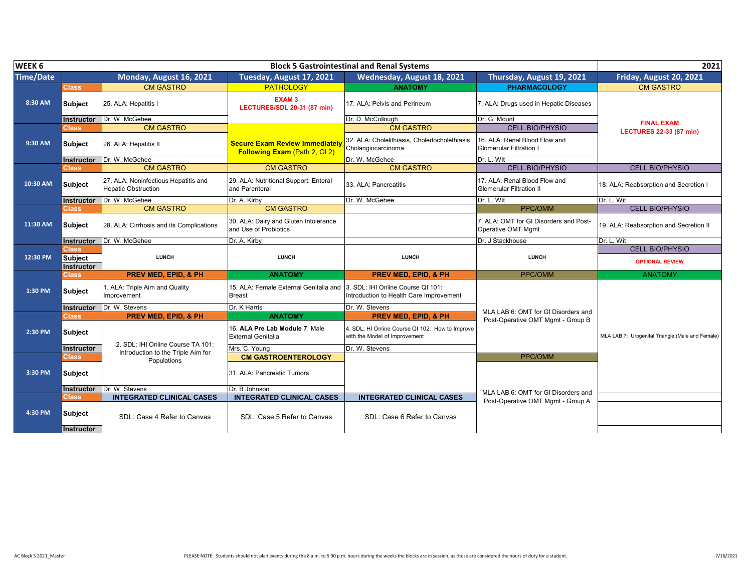| WEEK 6 | | Block 5 Gastrointestinal and Renal Systems | | | | 2021 |
|---|---|---|---|---|---|---|
| **Time/Date** | | **Monday, August 16, 2021** | **Tuesday, August 17, 2021** | **Wednesday, August 18, 2021** | **Thursday, August 19, 2021** | **Friday, August 20, 2021** |
| 8:30 AM | Class | CM GASTRO | PATHOLOGY | ANATOMY | PHARMACOLOGY | CM GASTRO |
| | Subject | 25. ALA: Hepatitis I | **EXAM 3 LECTURES/SDL 20-31 (87 min)** | 17. ALA: Pelvis and Perineum | 7. ALA: Drugs used in Hepatic Diseases | **FINAL EXAM LECTURES 22-33 (87 min)** |
| | Instructor | Dr. W. McGehee | | Dr. D. McCullough | Dr. G. Mount | |
| 9:30 AM | Class | CM GASTRO | | CM GASTRO | CELL BIO/PHYSIO | |
| | Subject | 26. ALA: Hepatitis II | **Secure Exam Review Immediately Following Exam** (Path 2, GI 2) | 32. ALA: Cholelithiasis, Choledocholethiasis, Cholangiocarcinoma | 16. ALA: Renal Blood Flow and Glomerular Filtration I | |
| | Instructor | Dr. W. McGehee | | Dr. W. McGehee | Dr. L. Wit | |
| 10:30 AM | Class | CM GASTRO | CM GASTRO | CM GASTRO | CELL BIO/PHYSIO | CELL BIO/PHYSIO |
| | Subject | 27. ALA: Noninfectious Hepatitis and Hepatic Obstruction | 29. ALA: Nutritional Support: Enteral and Parenteral | 33. ALA: Pancreatitis | 17. ALA: Renal Blood Flow and Glomerular Filtration II | 18. ALA: Reabsorption and Secretion I |
| | Instructor | Dr. W. McGehee | Dr. A. Kirby | Dr. W. McGehee | Dr. L. Wit | Dr. L. Wit |
| 11:30 AM | Class | CM GASTRO | CM GASTRO | | PPC/OMM | CELL BIO/PHYSIO |
| | Subject | 28. ALA: Cirrhosis and its Complications | 30. ALA: Dairy and Gluten Intolerance and Use of Probiotics | | 7. ALA: OMT for GI Disorders and Post-Operative OMT Mgmt | 19. ALA: Reabsorption and Secretion II |
| | Instructor | Dr. W. McGehee | Dr. A. Kirby | | Dr. J Stackhouse | Dr. L. Wit |
| 12:30 PM | Class | LUNCH | LUNCH | LUNCH | LUNCH | CELL BIO/PHYSIO |
| | Subject | | | | | **OPTIONAL REVIEW** |
| | Instructor | | | | | |
| 1:30 PM | Class | PREV MED, EPID, & PH | ANATOMY | PREV MED, EPID, & PH | PPC/OMM | ANATOMY |
| | Subject | 1. ALA: Triple Aim and Quality Improvement | 15. ALA: Female External Genitalia and Breast | 3. SDL: IHI Online Course QI 101: Introduction to Health Care Improvement | MLA LAB 6: OMT for GI Disorders and Post-Operative OMT Mgmt - Group B | MLA LAB 7: Urogenital Triangle (Male and Female) |
| | Instructor | Dr. W. Stevens | Dr K Harris | Dr. W. Stevens | | |
| 2:30 PM | Class | PREV MED, EPID, & PH | ANATOMY | PREV MED, EPID, & PH | | |
| | Subject | 2. SDL: IHI Online Course TA 101: Introduction to the Triple Aim for Populations | 16. **ALA Pre Lab Module 7**: Male External Genitalia | 4. SDL: HI Online Course QI 102: How to Improve with the Model of Improvement | | |
| | Instructor | | Mrs. C. Young | Dr. W. Stevens | | |
| 3:30 PM | Class | | CM GASTROENTEROLOGY | | PPC/OMM | |
| | Subject | | 31. ALA: Pancreatic Tumors | | MLA LAB 6: OMT for GI Disorders and Post-Operative OMT Mgmt - Group A | |
| | Instructor | Dr. W. Stevens | Dr. B Johnson | | | |
| 4:30 PM | Class | INTEGRATED CLINICAL CASES | INTEGRATED CLINICAL CASES | INTEGRATED CLINICAL CASES | | |
| | Subject | SDL: Case 4 Refer to Canvas | SDL: Case 5 Refer to Canvas | SDL: Case 6 Refer to Canvas | | |
| | Instructor | | | | | |

AC Block 5 2021_Master

PLEASE NOTE: Students should not plan events during the 8 a.m. to 5:30 p.m. hours during the weeks the blocks are in session, as those are considered the hours of duty for a student.

7/16/2021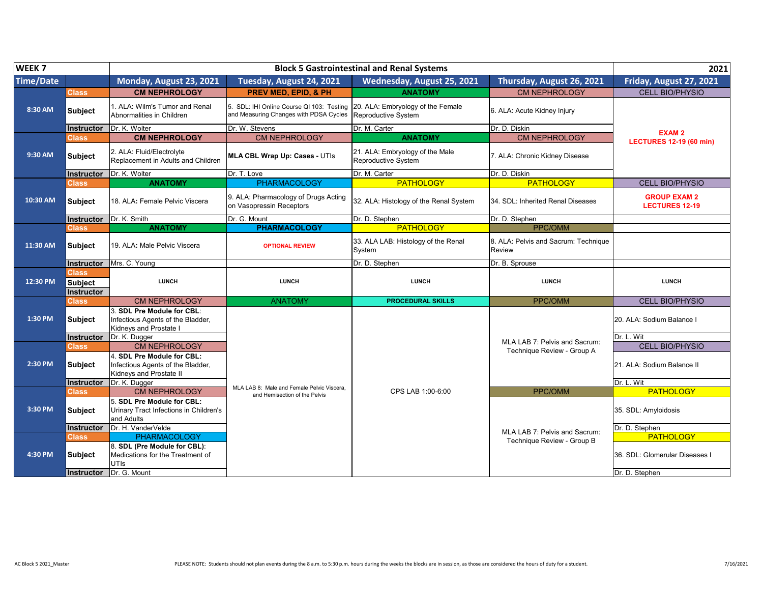| WEEK 7 | | Block 5 Gastrointestinal and Renal Systems | | | | 2021 |
|---|---|---|---|---|---|---|
| **Time/Date** | | **Monday, August 23, 2021** | **Tuesday, August 24, 2021** | **Wednesday, August 25, 2021** | **Thursday, August 26, 2021** | **Friday, August 27, 2021** |
| 8:30 AM | Class | **CM NEPHROLOGY** | **PREV MED, EPID, & PH** | **ANATOMY** | CM NEPHROLOGY | CELL BIO/PHYSIO |
| | Subject | 1. ALA: Wilm's Tumor and Renal Abnormalities in Children | 5. SDL: IHI Online Course QI 103: Testing and Measuring Changes with PDSA Cycles | 20. ALA: Embryology of the Female Reproductive System | 6. ALA: Acute Kidney Injury | **EXAM 2 LECTURES 12-19 (60 min)** |
| | Instructor | Dr. K. Wolter | Dr. W. Stevens | Dr. M. Carter | Dr. D. Diskin | |
| 9:30 AM | Class | **CM NEPHROLOGY** | CM NEPHROLOGY | **ANATOMY** | CM NEPHROLOGY | |
| | Subject | 2. ALA: Fluid/Electrolyte Replacement in Adults and Children | **MLA CBL Wrap Up: Cases -** UTIs | 21. ALA: Embryology of the Male Reproductive System | 7. ALA: Chronic Kidney Disease | |
| | Instructor | Dr. K. Wolter | Dr. T. Love | Dr. M. Carter | Dr. D. Diskin | |
| 10:30 AM | Class | **ANATOMY** | PHARMACOLOGY | PATHOLOGY | PATHOLOGY | CELL BIO/PHYSIO |
| | Subject | 18. ALA: Female Pelvic Viscera | 9. ALA: Pharmacology of Drugs Acting on Vasopressin Receptors | 32. ALA: Histology of the Renal System | 34. SDL: Inherited Renal Diseases | **GROUP EXAM 2 LECTURES 12-19** |
| | Instructor | Dr. K. Smith | Dr. G. Mount | Dr. D. Stephen | Dr. D. Stephen | |
| 11:30 AM | Class | **ANATOMY** | **PHARMACOLOGY** | PATHOLOGY | PPC/OMM | |
| | Subject | 19. ALA: Male Pelvic Viscera | **OPTIONAL REVIEW** | 33. ALA LAB: Histology of the Renal System | 8. ALA: Pelvis and Sacrum: Technique Review | |
| | Instructor | Mrs. C. Young | | Dr. D. Stephen | Dr. B. Sprouse | |
| 12:30 PM | Class / Subject / Instructor | LUNCH | LUNCH | LUNCH | LUNCH | LUNCH |
| 1:30 PM | Class | CM NEPHROLOGY | ANATOMY | **PROCEDURAL SKILLS** | PPC/OMM | CELL BIO/PHYSIO |
| | Subject | 3. **SDL Pre Module for CBL**: Infectious Agents of the Bladder, Kidneys and Prostate I | MLA LAB 8: Male and Female Pelvic Viscera, and Hemisection of the Pelvis | CPS LAB 1:00-6:00 | MLA LAB 7: Pelvis and Sacrum: Technique Review - Group A | 20. ALA: Sodium Balance I |
| | Instructor | Dr. K. Dugger | | | | Dr. L. Wit |
| 2:30 PM | Class | CM NEPHROLOGY | | | | CELL BIO/PHYSIO |
| | Subject | 4. **SDL Pre Module for CBL:** Infectious Agents of the Bladder, Kidneys and Prostate II | | | | 21. ALA: Sodium Balance II |
| | Instructor | Dr. K. Dugger | | | | Dr. L. Wit |
| 3:30 PM | Class | CM NEPHROLOGY | | | PPC/OMM | PATHOLOGY |
| | Subject | 5. **SDL Pre Module for CBL:** Urinary Tract Infections in Children's and Adults | | | MLA LAB 7: Pelvis and Sacrum: Technique Review - Group B | 35. SDL: Amyloidosis |
| | Instructor | Dr. H. VanderVelde | | | | Dr. D. Stephen |
| 4:30 PM | Class | PHARMACOLOGY | | | | PATHOLOGY |
| | Subject | 8. **SDL (Pre Module for CBL)**: Medications for the Treatment of UTIs | | | | 36. SDL: Glomerular Diseases I |
| | Instructor | Dr. G. Mount | | | | Dr. D. Stephen |

AC Block 5 2021_Master

PLEASE NOTE: Students should not plan events during the 8 a.m. to 5:30 p.m. hours during the weeks the blocks are in session, as those are considered the hours of duty for a student.

7/16/2021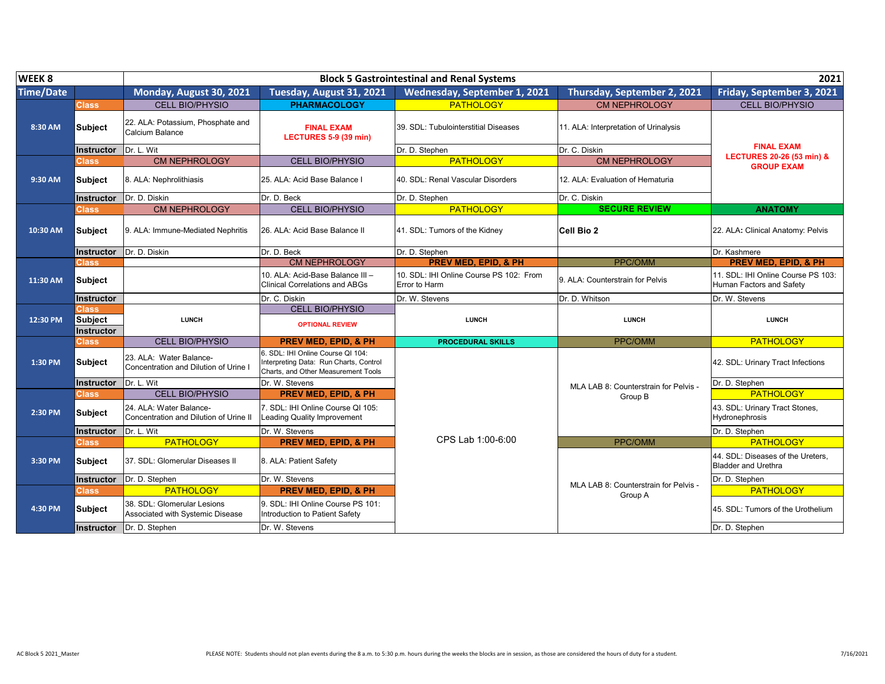| WEEK 8 | | Block 5 Gastrointestinal and Renal Systems | | | | 2021 |
|---|---|---|---|---|---|---|
| **Time/Date** | | **Monday, August 30, 2021** | **Tuesday, August 31, 2021** | **Wednesday, September 1, 2021** | **Thursday, September 2, 2021** | **Friday, September 3, 2021** |
| 8:30 AM | Class | CELL BIO/PHYSIO | PHARMACOLOGY | PATHOLOGY | CM NEPHROLOGY | CELL BIO/PHYSIO |
| | Subject | 22. ALA: Potassium, Phosphate and Calcium Balance | FINAL EXAM LECTURES 5-9 (39 min) | 39. SDL: Tubulointerstitial Diseases | 11. ALA: Interpretation of Urinalysis | FINAL EXAM LECTURES 20-26 (53 min) & GROUP EXAM |
| | Instructor | Dr. L. Wit | | Dr. D. Stephen | Dr. C. Diskin | |
| 9:30 AM | Class | CM NEPHROLOGY | CELL BIO/PHYSIO | PATHOLOGY | CM NEPHROLOGY | |
| | Subject | 8. ALA: Nephrolithiasis | 25. ALA: Acid Base Balance I | 40. SDL: Renal Vascular Disorders | 12. ALA: Evaluation of Hematuria | |
| | Instructor | Dr. D. Diskin | Dr. D. Beck | Dr. D. Stephen | Dr. C. Diskin | |
| 10:30 AM | Class | CM NEPHROLOGY | CELL BIO/PHYSIO | PATHOLOGY | SECURE REVIEW | ANATOMY |
| | Subject | 9. ALA: Immune-Mediated Nephritis | 26. ALA: Acid Base Balance II | 41. SDL: Tumors of the Kidney | **Cell Bio 2** | 22. ALA: Clinical Anatomy: Pelvis |
| | Instructor | Dr. D. Diskin | Dr. D. Beck | Dr. D. Stephen | | Dr. Kashmere |
| 11:30 AM | Class | | CM NEPHROLOGY | PREV MED, EPID, & PH | PPC/OMM | PREV MED, EPID, & PH |
| | Subject | | 10. ALA: Acid-Base Balance III – Clinical Correlations and ABGs | 10. SDL: IHI Online Course PS 102: From Error to Harm | 9. ALA: Counterstrain for Pelvis | 11. SDL: IHI Online Course PS 103: Human Factors and Safety |
| | Instructor | | Dr. C. Diskin | Dr. W. Stevens | Dr. D. Whitson | Dr. W. Stevens |
| 12:30 PM | Class | LUNCH | CELL BIO/PHYSIO | LUNCH | LUNCH | LUNCH |
| | Subject | | OPTIONAL REVIEW | | | |
| | Instructor | | | | | |
| 1:30 PM | Class | CELL BIO/PHYSIO | PREV MED, EPID, & PH | PROCEDURAL SKILLS | PPC/OMM | PATHOLOGY |
| | Subject | 23. ALA: Water Balance- Concentration and Dilution of Urine I | 6. SDL: IHI Online Course QI 104: Interpreting Data: Run Charts, Control Charts, and Other Measurement Tools | CPS Lab 1:00-6:00 | MLA LAB 8: Counterstrain for Pelvis - Group B | 42. SDL: Urinary Tract Infections |
| | Instructor | Dr. L. Wit | Dr. W. Stevens | | | Dr. D. Stephen |
| 2:30 PM | Class | CELL BIO/PHYSIO | PREV MED, EPID, & PH | | | PATHOLOGY |
| | Subject | 24. ALA: Water Balance- Concentration and Dilution of Urine II | 7. SDL: IHI Online Course QI 105: Leading Quality Improvement | | | 43. SDL: Urinary Tract Stones, Hydronephrosis |
| | Instructor | Dr. L. Wit | Dr. W. Stevens | | | Dr. D. Stephen |
| 3:30 PM | Class | PATHOLOGY | PREV MED, EPID, & PH | | PPC/OMM | PATHOLOGY |
| | Subject | 37. SDL: Glomerular Diseases II | 8. ALA: Patient Safety | | MLA LAB 8: Counterstrain for Pelvis - Group A | 44. SDL: Diseases of the Ureters, Bladder and Urethra |
| | Instructor | Dr. D. Stephen | Dr. W. Stevens | | | Dr. D. Stephen |
| 4:30 PM | Class | PATHOLOGY | PREV MED, EPID, & PH | | | PATHOLOGY |
| | Subject | 38. SDL: Glomerular Lesions Associated with Systemic Disease | 9. SDL: IHI Online Course PS 101: Introduction to Patient Safety | | | 45. SDL: Tumors of the Urothelium |
| | Instructor | Dr. D. Stephen | Dr. W. Stevens | | | Dr. D. Stephen |

AC Block 5 2021_Master

PLEASE NOTE: Students should not plan events during the 8 a.m. to 5:30 p.m. hours during the weeks the blocks are in session, as those are considered the hours of duty for a student.

7/16/2021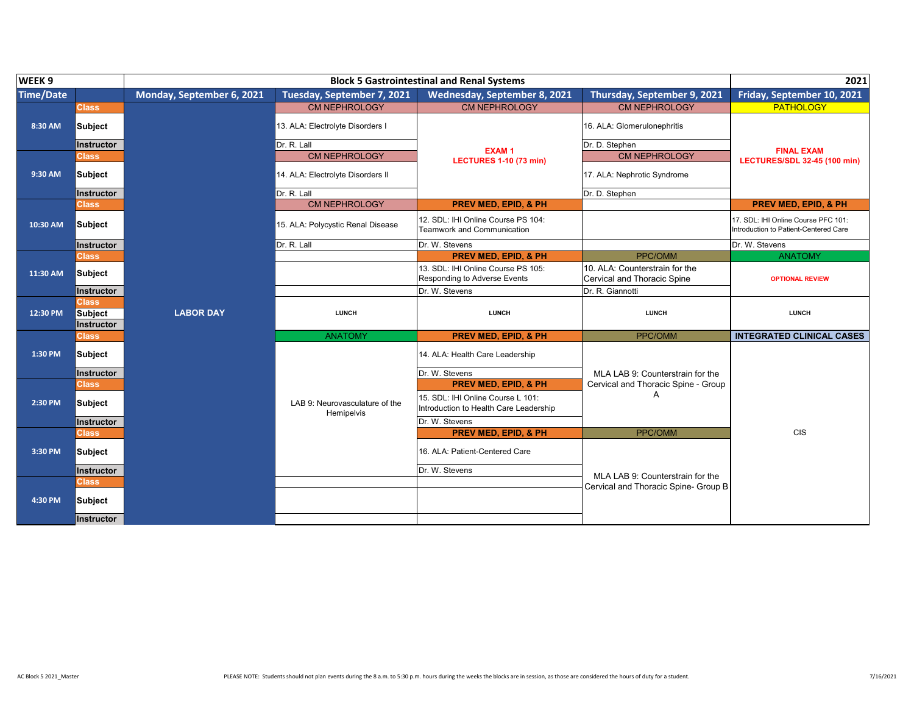| WEEK 9 | | Block 5 Gastrointestinal and Renal Systems | | | | 2021 |
|---|---|---|---|---|---|---|
| Time/Date | | Monday, September 6, 2021 | Tuesday, September 7, 2021 | Wednesday, September 8, 2021 | Thursday, September 9, 2021 | Friday, September 10, 2021 |
| 8:30 AM | Class | LABOR DAY | CM NEPHROLOGY | CM NEPHROLOGY | CM NEPHROLOGY | PATHOLOGY |
| | Subject | | 13. ALA: Electrolyte Disorders I | EXAM 1 LECTURES 1-10 (73 min) | 16. ALA: Glomerulonephritis | FINAL EXAM LECTURES/SDL 32-45 (100 min) |
| | Instructor | | Dr. R. Lall | | Dr. D. Stephen | |
| 9:30 AM | Class | | CM NEPHROLOGY | | CM NEPHROLOGY | |
| | Subject | | 14. ALA: Electrolyte Disorders II | | 17. ALA: Nephrotic Syndrome | |
| | Instructor | | Dr. R. Lall | | Dr. D. Stephen | |
| 10:30 AM | Class | | CM NEPHROLOGY | PREV MED, EPID, & PH | | PREV MED, EPID, & PH |
| | Subject | | 15. ALA: Polycystic Renal Disease | 12. SDL: IHI Online Course PS 104: Teamwork and Communication | | 17. SDL: IHI Online Course PFC 101: Introduction to Patient-Centered Care |
| | Instructor | | Dr. R. Lall | Dr. W. Stevens | | Dr. W. Stevens |
| 11:30 AM | Class | | | PREV MED, EPID, & PH | PPC/OMM | ANATOMY |
| | Subject | | | 13. SDL: IHI Online Course PS 105: Responding to Adverse Events | 10. ALA: Counterstrain for the Cervical and Thoracic Spine | OPTIONAL REVIEW |
| | Instructor | | | Dr. W. Stevens | Dr. R. Giannotti | |
| 12:30 PM | Class | | | | | |
| | Subject | | LUNCH | LUNCH | LUNCH | LUNCH |
| | Instructor | | | | | |
| 1:30 PM | Class | | ANATOMY | PREV MED, EPID, & PH | PPC/OMM | INTEGRATED CLINICAL CASES |
| | Subject | | LAB 9: Neurovasculature of the Hemipelvis | 14. ALA: Health Care Leadership | MLA LAB 9: Counterstrain for the Cervical and Thoracic Spine - Group A | CIS |
| | Instructor | | | Dr. W. Stevens | | |
| 2:30 PM | Class | | | PREV MED, EPID, & PH | | |
| | Subject | | | 15. SDL: IHI Online Course L 101: Introduction to Health Care Leadership | | |
| | Instructor | | | Dr. W. Stevens | | |
| 3:30 PM | Class | | | PREV MED, EPID, & PH | PPC/OMM | |
| | Subject | | | 16. ALA: Patient-Centered Care | MLA LAB 9: Counterstrain for the Cervical and Thoracic Spine- Group B | |
| | Instructor | | | Dr. W. Stevens | | |
| 4:30 PM | Class | | | | | |
| | Subject | | | | | |
| | Instructor | | | | | |

AC Block 5 2021_Master

PLEASE NOTE: Students should not plan events during the 8 a.m. to 5:30 p.m. hours during the weeks the blocks are in session, as those are considered the hours of duty for a student.

7/16/2021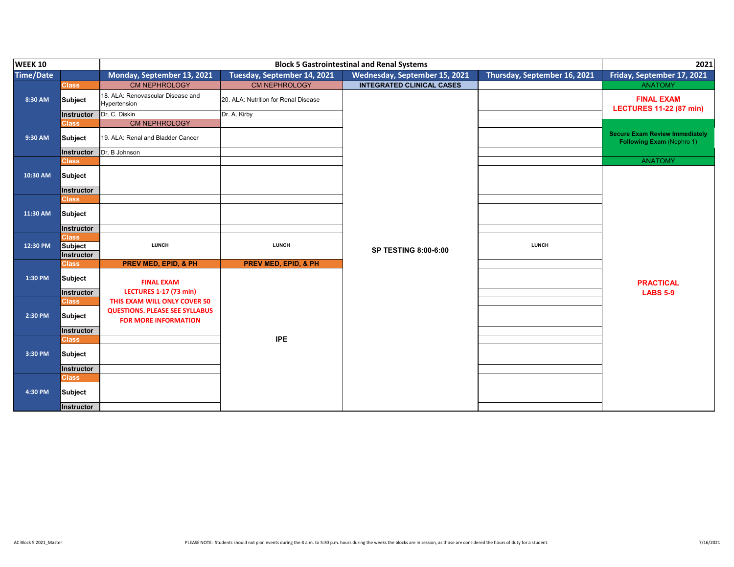| WEEK 10 | | Block 5 Gastrointestinal and Renal Systems | | | | 2021 |
|---|---|---|---|---|---|---|
| **Time/Date** | | **Monday, September 13, 2021** | **Tuesday, September 14, 2021** | **Wednesday, September 15, 2021** | **Thursday, September 16, 2021** | **Friday, September 17, 2021** |
| 8:30 AM | Class | CM NEPHROLOGY | CM NEPHROLOGY | INTEGRATED CLINICAL CASES | | ANATOMY |
| | Subject | 18. ALA: Renovascular Disease and Hypertension | 20. ALA: Nutrition for Renal Disease | SP TESTING 8:00-6:00 | | FINAL EXAM LECTURES 11-22 (87 min) |
| | Instructor | Dr. C. Diskin | Dr. A. Kirby | | | |
| 9:30 AM | Class | CM NEPHROLOGY | | | | |
| | Subject | 19. ALA: Renal and Bladder Cancer | | | | Secure Exam Review Immediately Following Exam (Nephro 1) |
| | Instructor | Dr. B Johnson | | | | |
| 10:30 AM | Class | | | | | ANATOMY |
| | Subject | | | | | PRACTICAL LABS 5-9 |
| | Instructor | | | | | |
| 11:30 AM | Class | | | | | |
| | Subject | | | | | |
| | Instructor | | | | | |
| 12:30 PM | Class | LUNCH | LUNCH | | LUNCH | |
| | Subject | | | | | |
| | Instructor | | | | | |
| 1:30 PM | Class | PREV MED, EPID, & PH | PREV MED, EPID, & PH | | | |
| | Subject | FINAL EXAM LECTURES 1-17 (73 min) THIS EXAM WILL ONLY COVER 50 QUESTIONS. PLEASE SEE SYLLABUS FOR MORE INFORMATION | IPE | | | |
| | Instructor | | | | | |
| 2:30 PM | Class | | | | | |
| | Subject | | | | | |
| | Instructor | | | | | |
| 3:30 PM | Class | | | | | |
| | Subject | | | | | |
| | Instructor | | | | | |
| 4:30 PM | Class | | | | | |
| | Subject | | | | | |
| | Instructor | | | | | |

AC Block 5 2021_Master

PLEASE NOTE: Students should not plan events during the 8 a.m. to 5:30 p.m. hours during the weeks the blocks are in session, as those are considered the hours of duty for a student.

7/16/2021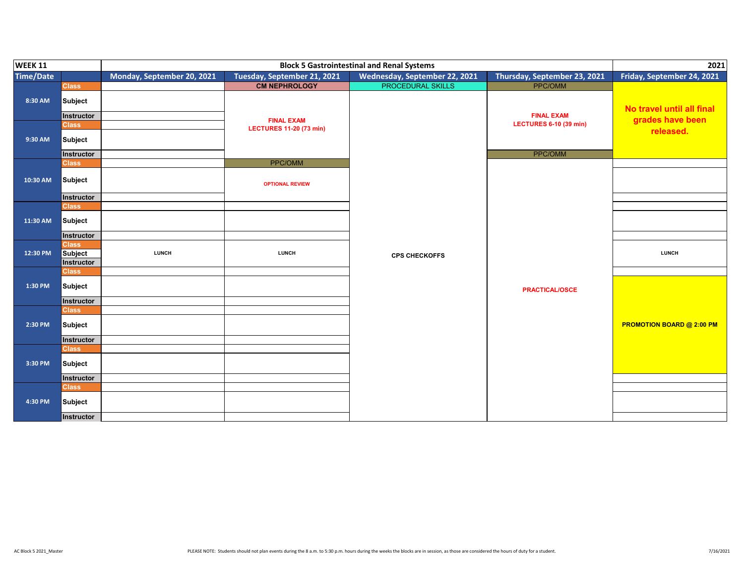| WEEK 11 | | Block 5 Gastrointestinal and Renal Systems | | | | 2021 |
|---|---|---|---|---|---|---|
| Time/Date | | Monday, September 20, 2021 | Tuesday, September 21, 2021 | Wednesday, September 22, 2021 | Thursday, September 23, 2021 | Friday, September 24, 2021 |
| 8:30 AM | Class | | CM NEPHROLOGY | PROCEDURAL SKILLS | PPC/OMM | No travel until all final grades have been released. |
| | Subject | | FINAL EXAM LECTURES 11-20 (73 min) | | FINAL EXAM LECTURES 6-10 (39 min) | |
| | Instructor | | | | | |
| 9:30 AM | Class | | | | | |
| | Subject | | | | | |
| | Instructor | | | | PPC/OMM | |
| 10:30 AM | Class | | PPC/OMM | | | |
| | Subject | | OPTIONAL REVIEW | | | |
| | Instructor | | | | | |
| 11:30 AM | Class | | | | | |
| | Subject | | | | | |
| | Instructor | | | | | |
| 12:30 PM | Class | | | | | |
| | Subject | LUNCH | LUNCH | CPS CHECKOFFS | | LUNCH |
| | Instructor | | | | | |
| 1:30 PM | Class | | | | | |
| | Subject | | | | PRACTICAL/OSCE | |
| | Instructor | | | | | |
| 2:30 PM | Class | | | | | |
| | Subject | | | | | PROMOTION BOARD @ 2:00 PM |
| | Instructor | | | | | |
| 3:30 PM | Class | | | | | |
| | Subject | | | | | |
| | Instructor | | | | | |
| 4:30 PM | Class | | | | | |
| | Subject | | | | | |
| | Instructor | | | | | |

PLEASE NOTE: Students should not plan events during the 8 a.m. to 5:30 p.m. hours during the weeks the blocks are in session, as those are considered the hours of duty for a student.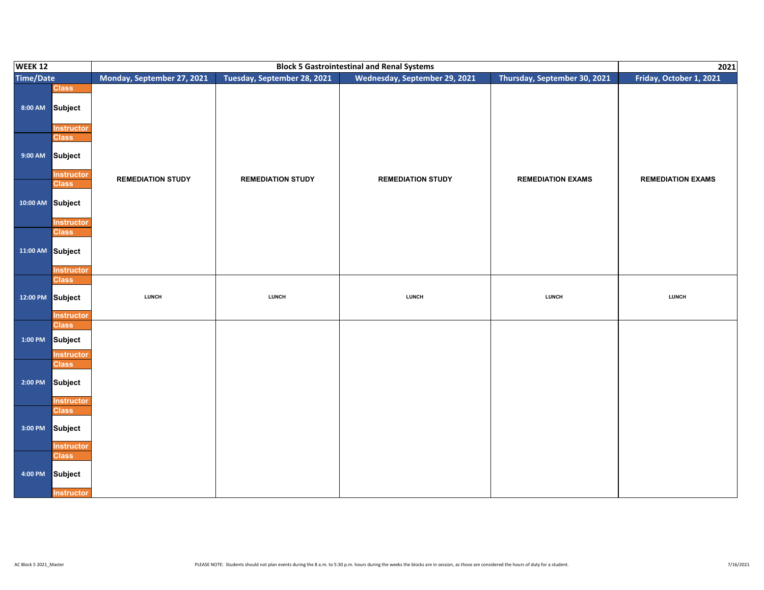| WEEK 12 | | Block 5 Gastrointestinal and Renal Systems | | | | 2021 |
|---|---|---|---|---|---|---|
| **Time/Date** | | **Monday, September 27, 2021** | **Tuesday, September 28, 2021** | **Wednesday, September 29, 2021** | **Thursday, September 30, 2021** | **Friday, October 1, 2021** |
| 8:00 AM | Class / Subject / Instructor | REMEDIATION STUDY | REMEDIATION STUDY | REMEDIATION STUDY | REMEDIATION EXAMS | REMEDIATION EXAMS |
| 9:00 AM | Class / Subject / Instructor | | | | | |
| 10:00 AM | Class / Subject / Instructor | | | | | |
| 11:00 AM | Class / Subject / Instructor | | | | | |
| 12:00 PM | Class / Subject / Instructor | LUNCH | LUNCH | LUNCH | LUNCH | LUNCH |
| 1:00 PM | Class / Subject / Instructor | | | | | |
| 2:00 PM | Class / Subject / Instructor | | | | | |
| 3:00 PM | Class / Subject / Instructor | | | | | |
| 4:00 PM | Class / Subject / Instructor | | | | | |

AC Block 5 2021_Master

PLEASE NOTE: Students should not plan events during the 8 a.m. to 5:30 p.m. hours during the weeks the blocks are in session, as those are considered the hours of duty for a student.

7/16/2021